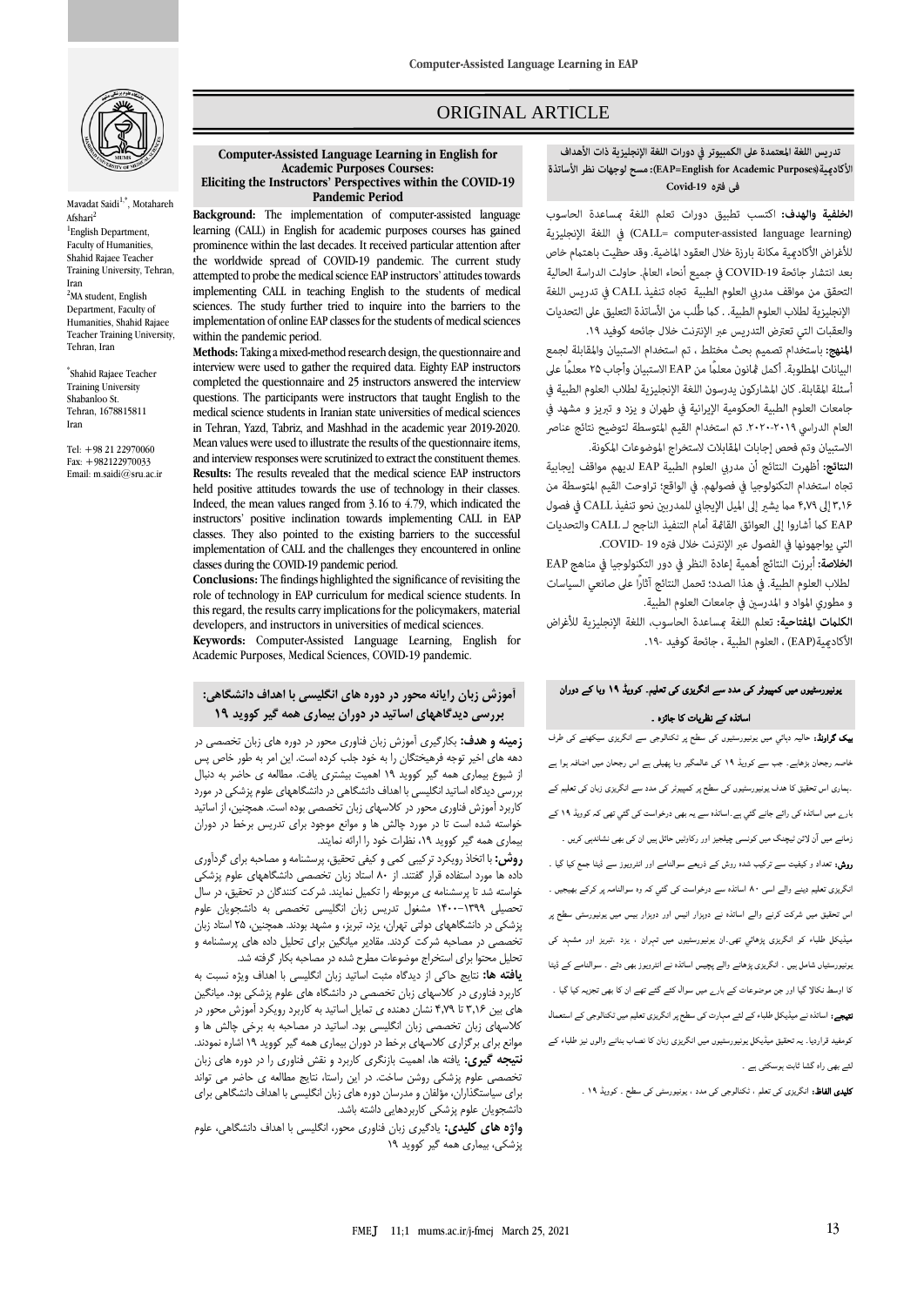# ORIGINAL ARTICLE

## Computer-Assisted Language Learning in English for Academic Purposes Courses: Eliciting the Instructors' Perspectives within the COVID-19 Pandemic Period

Mavadat Saidi[1,*], Motahareh Afshari[2]

[1]English Department, Faculty of Humanities, Shahid Rajaee Teacher Training University, Tehran, Iran

[2]MA student, English Department, Faculty of Humanities, Shahid Rajaee Teacher Training University, Tehran, Iran

*Shahid Rajaee Teacher Training University Shabanloo St. Tehran, 1678815811 Iran

Tel: +98 21 22970060
Fax: +982122970033
Email: m.saidi@sru.ac.ir

**Background:** The implementation of computer-assisted language learning (CALL) in English for academic purposes courses has gained prominence within the last decades. It received particular attention after the worldwide spread of COVID-19 pandemic. The current study attempted to probe the medical science EAP instructors' attitudes towards implementing CALL in teaching English to the students of medical sciences. The study further tried to inquire into the barriers to the implementation of online EAP classes for the students of medical sciences within the pandemic period.

**Methods:** Taking a mixed-method research design, the questionnaire and interview were used to gather the required data. Eighty EAP instructors completed the questionnaire and 25 instructors answered the interview questions. The participants were instructors that taught English to the medical science students in Iranian state universities of medical sciences in Tehran, Yazd, Tabriz, and Mashhad in the academic year 2019-2020. Mean values were used to illustrate the results of the questionnaire items, and interview responses were scrutinized to extract the constituent themes.

**Results:** The results revealed that the medical science EAP instructors held positive attitudes towards the use of technology in their classes. Indeed, the mean values ranged from 3.16 to 4.79, which indicated the instructors' positive inclination towards implementing CALL in EAP classes. They also pointed to the existing barriers to the successful implementation of CALL and the challenges they encountered in online classes during the COVID-19 pandemic period.

**Conclusions:** The findings highlighted the significance of revisiting the role of technology in EAP curriculum for medical science students. In this regard, the results carry implications for the policymakers, material developers, and instructors in universities of medical sciences.

**Keywords:** Computer-Assisted Language Learning, English for Academic Purposes, Medical Sciences, COVID-19 pandemic.

## تدريس اللغة المعتمدة على الكمبيوتر في دورات اللغة الإنجليزية ذات الأهداف الأكاديمية(EAP=English for Academic Purposes): مسح لوجهات نظر الأساتذة في فترة Covid-19

**الخلفية والهدف:** اكتسب تطبيق دورات تعلم اللغة بمساعدة الحاسوب (CALL= computer-assisted language learning) في اللغة الإنجليزية للأغراض الأكاديمية مكانة بارزة خلال العقود الماضية. وقد حظيت باهتمام خاص بعد انتشار جائحة COVID-19 في جميع أنحاء العالم. حاولت الدراسة الحالية التحقق من مواقف مدربي العلوم الطبية تجاه تنفيذ CALL في تدريس اللغة الإنجليزية لطلاب العلوم الطبية. كما طُلب من الأساتذة التعليق على التحديات والعقبات التي تعترض التدريس عبر الإنترنت خلال جائحة كوفيد ١٩.

**المنهج:** باستخدام تصميم بحث مختلط ، تم استخدام الاستبيان والمقابلة لجمع البيانات المطلوبة. أكمل ثمانون معلمًا من EAP الاستبيان وأجاب ٢٥ معلمًا على أسئلة المقابلة. كان المشاركون مدرسين يدرسون اللغة الإنجليزية لطلاب العلوم الطبية في جامعات العلوم الطبية الحكومية الإيرانية في طهران و يزد و تبريز و مشهد في العام الدراسي ٢٠١٩-٢٠٢٠. تم استخدام القيم المتوسطة لتوضيح نتائج عناصر الاستبيان وتم فحص إجابات المقابلات لاستخراج الموضوعات المكونة.

**النتائج:** أظهرت النتائج أن مدربي العلوم الطبية EAP لديهم مواقف إيجابية تجاه استخدام التكنولوجيا في فصولهم. في الواقع؛ تراوحت القيم المتوسطة من ٣،١٦ إلى ٤،٧٩ مما يشير إلى الميل الإيجابي للمدربين نحو تنفيذ CALL في فصول EAP كما أشاروا إلى العوائق القائمة أمام التنفيذ الناجح لـ CALL والتحديات التي يواجهونها في الفصول عبر الإنترنت خلال فترة COVID-19.

**الخلاصة:** أبرزت النتائج أهمية إعادة النظر في دور التكنولوجيا في مناهج EAP لطلاب العلوم الطبية. في هذا الصدد؛ تحمل النتائج آثارًا على صانعي السياسات و مطوري المواد و المدرسين في جامعات العلوم الطبية.

**الكلمات المفتاحية:** تعلم اللغة بمساعدة الحاسوب، اللغة الإنجليزية للأغراض الأكاديمية(EAP) ، العلوم الطبية ، جائحة كوفيد -١٩.

## آموزش زبان رایانه محور در دوره های انگلیسی با اهداف دانشگاهی: بررسی دیدگاههای اساتید در دوران بیماری همه گیر کووید ۱۹

**زمینه و هدف:** بکارگیری آموزش زبان فناوری محور در دوره های زبان تخصصی در دهه های اخیر توجه فرهیختگان را به خود جلب کرده است. این امر به طور خاص پس از شیوع بیماری همه گیر کووید ۱۹ اهمیت بیشتری یافت. مطالعه ی حاضر به دنبال بررسی دیدگاه اساتید انگلیسی با اهداف دانشگاهی در دانشگاههای علوم پزشکی در مورد کاربرد آموزش فناوری محور در کلاسهای زبان تخصصی بوده است. همچنین، از اساتید خواسته شده است تا در مورد چالش ها و موانع موجود برای تدریس برخط در دوران بیماری همه گیر کووید ۱۹، نظرات خود را ارائه نمایند.

**روش:** با اتخاذ رویکرد ترکیبی کمی و کیفی تحقیق، پرسشنامه و مصاحبه برای گردآوری داده ها مورد استفاده قرار گفتند. از ۸۰ استاد زبان تخصصی دانشگاههای علوم پزشکی خواسته شد تا پرسشنامه ی مربوطه را تکمیل نمایند. شرکت کنندگان در تحقیق، در سال تحصیلی ۱۳۹۹-۱۴۰۰ مشغول تدریس زبان انگلیسی تخصصی به دانشجویان علوم پزشکی در دانشگاههای دولتی تهران، یزد، تبریز، و مشهد بودند. همچنین، ۲۵ استاد زبان تخصصی در مصاحبه شرکت کردند. مقادیر میانگین برای تحلیل داده های پرسشنامه و تحلیل محتوا برای استخراج موضوعات مطرح شده در مصاحبه بکار گرفته شد.

**یافته ها:** نتایج حاکی از دیدگاه مثبت اساتید زبان انگلیسی با اهداف ویژه نسبت به کاربرد فناوری در کلاسهای زبان تخصصی در دانشگاه های علوم پزشکی بود. میانگین های بین ۳،۱۶ تا ۴،۷۹ نشان دهنده ی تمایل اساتید به کاربرد رویکرد آموزش محور در کلاسهای زبان انگلیسی بود. اساتید در مصاحبه به برخی چالش ها و موانع برای برگزاری کلاسهای برخط در دوران بیماری همه گیر کووید ۱۹ اشاره نمودند.

**نتیجه گیری:** یافته ها، اهمیت بازنگری کاربرد و نقش فناوری را در دوره های زبان تخصصی علوم پزشکی روشن ساخت. در این راستا، نتایج مطالعه ی حاضر می تواند برای سیاستگذاران، مؤلفان و مدرسان دوره های زبان انگلیسی با اهداف دانشگاهی برای دانشجویان علوم پزشکی کاربردهایی داشته باشد.

**واژه های کلیدی:** یادگیری زبان فناوری محور، انگلیسی با اهداف دانشگاهی، علوم پزشکی، بیماری همه گیر کووید ۱۹

## یونیورسٹیوں میں کمپیوٹر کی مدد سے انگریزی کی تعلیم۔ کوویڈ ۱۹ وبا کے دوران اساتذہ کے نظریات کا جائزہ ۔

**بیک گراونڈ:** حالیہ دہائي میں یونیورسٹیوں کی سطح پر ٹکنالوجی سے انگریزی سیکھنے کی طرف خاصہ رجحان پڑھاہے۔ جب سے کوویڈ ۱۹ کی عالمگیر وبا پھیلی ہے اس رجحان میں اضافہ ہوا ہے ۔ہماری اس تحقیق کا ہدف یونیورسٹیوں کی سطح پر کمپیوٹر کی مدد سے انگریزی زبان کی تعلیم کے بارے میں اساتذہ کی رائے جانے گئي ہے۔اساتذہ سے یہ بھی درخواست کی گئي تھی کہ کوویڈ ۱۹ کے زمانے میں آن لائن ٹیچنگ میں کونسی چیلجیز اور رکاوٹیں حائل ہیں ان کی بھی نشاندہی کریں ۔

**روش:** تعداد و کیفیت سے ترکیب شدہ روش کے ذریعے سوالنامے اور انٹرویوز سے ڈیٹا جمع کیا گیا ۔ انگریزی تعلیم دینے والے اسی ۸۰ اساتذہ سے درخواست کی گئي کہ وہ سوالنامہ پر کرکے بھیجیں ۔ اس تحقیق میں شرکت کرنے والے اساتذہ نے دوہزار انیس اور دوہزار بیس میں یونیورسٹی سطح پر میڈیکل طلباء کو انگریزی پڑھائي تھی۔ان یونیورسٹیوں میں تہران ، یزد ،تبریز اور مشہد کی یونیورسٹیاں شامل ہیں ۔ انگریزی پڑھانے والے پچیس اساتذہ نے انٹرویوز بھی دئے ۔ سوالنامے کے ڈیٹا کا اوسط نکالا گیا اور جن موضوعات کے بارے میں سوال کئے گئے تھے ان کا بھی تجزیہ کیا گیا ۔

**نتیجے:** اساتذہ نے میڈیکل طلباء کے لئے مہارت کی سطح پر انگریزی تعلیم میں ٹکنالوجی کے استعمال کومفید قراردیا۔ یہ تحقیق میڈیکل یونیورسٹیوں میں انگریزی زبان کا نصاب بنانے والوں نیز طلباء کے لئے بھی راہ گشا ثابت ہوسکتی ہے ۔

**کلیدی الفاظ:** انگریزی کی تعلم ، ٹکنالوجی کی مدد ، یونیورسٹی کی سطح ۔ کوویڈ ۱۹ ۔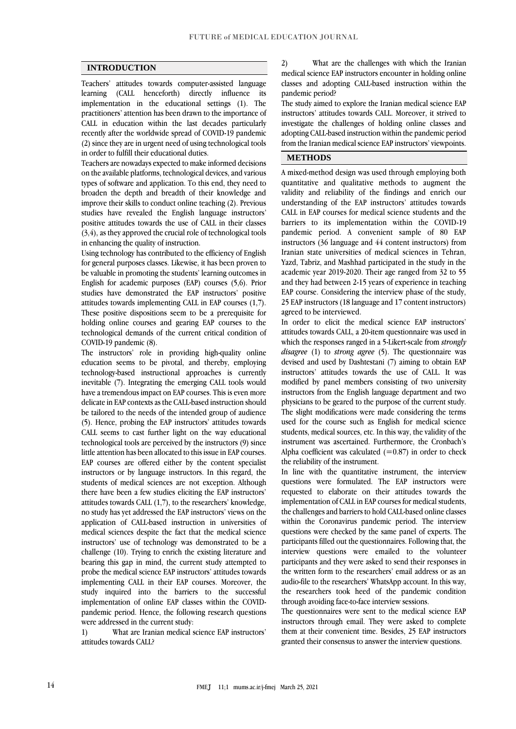## INTRODUCTION

Teachers' attitudes towards computer-assisted language learning (CALL henceforth) directly influence its implementation in the educational settings (1). The practitioners' attention has been drawn to the importance of CALL in education within the last decades particularly recently after the worldwide spread of COVID-19 pandemic (2) since they are in urgent need of using technological tools in order to fulfill their educational duties.

Teachers are nowadays expected to make informed decisions on the available platforms, technological devices, and various types of software and application. To this end, they need to broaden the depth and breadth of their knowledge and improve their skills to conduct online teaching (2). Previous studies have revealed the English language instructors' positive attitudes towards the use of CALL in their classes (3,4), as they approved the crucial role of technological tools in enhancing the quality of instruction.

Using technology has contributed to the efficiency of English for general purposes classes. Likewise, it has been proven to be valuable in promoting the students' learning outcomes in English for academic purposes (EAP) courses (5,6). Prior studies have demonstrated the EAP instructors' positive attitudes towards implementing CALL in EAP courses (1,7). These positive dispositions seem to be a prerequisite for holding online courses and gearing EAP courses to the technological demands of the current critical condition of COVID-19 pandemic (8).

The instructors' role in providing high-quality online education seems to be pivotal, and thereby, employing technology-based instructional approaches is currently inevitable (7). Integrating the emerging CALL tools would have a tremendous impact on EAP courses. This is even more delicate in EAP contexts as the CALL-based instruction should be tailored to the needs of the intended group of audience (5). Hence, probing the EAP instructors' attitudes towards CALL seems to cast further light on the way educational technological tools are perceived by the instructors (9) since little attention has been allocated to this issue in EAP courses. EAP courses are offered either by the content specialist instructors or by language instructors. In this regard, the students of medical sciences are not exception. Although there have been a few studies eliciting the EAP instructors' attitudes towards CALL (1,7), to the researchers' knowledge, no study has yet addressed the EAP instructors' views on the application of CALL-based instruction in universities of medical sciences despite the fact that the medical science instructors' use of technology was demonstrated to be a challenge (10). Trying to enrich the existing literature and bearing this gap in mind, the current study attempted to probe the medical science EAP instructors' attitudes towards implementing CALL in their EAP courses. Moreover, the study inquired into the barriers to the successful implementation of online EAP classes within the COVID-pandemic period. Hence, the following research questions were addressed in the current study:

1) What are Iranian medical science EAP instructors' attitudes towards CALL?

2) What are the challenges with which the Iranian medical science EAP instructors encounter in holding online classes and adopting CALL-based instruction within the pandemic period?

The study aimed to explore the Iranian medical science EAP instructors' attitudes towards CALL. Moreover, it strived to investigate the challenges of holding online classes and adopting CALL-based instruction within the pandemic period from the Iranian medical science EAP instructors' viewpoints.

## METHODS

A mixed-method design was used through employing both quantitative and qualitative methods to augment the validity and reliability of the findings and enrich our understanding of the EAP instructors' attitudes towards CALL in EAP courses for medical science students and the barriers to its implementation within the COVID-19 pandemic period. A convenient sample of 80 EAP instructors (36 language and 44 content instructors) from Iranian state universities of medical sciences in Tehran, Yazd, Tabriz, and Mashhad participated in the study in the academic year 2019-2020. Their age ranged from 32 to 55 and they had between 2-15 years of experience in teaching EAP course. Considering the interview phase of the study, 25 EAP instructors (18 language and 17 content instructors) agreed to be interviewed.

In order to elicit the medical science EAP instructors' attitudes towards CALL, a 20-item questionnaire was used in which the responses ranged in a 5-Likert-scale from *strongly disagree* (1) to *strong agree* (5). The questionnaire was devised and used by Dashtestani (7) aiming to obtain EAP instructors' attitudes towards the use of CALL. It was modified by panel members consisting of two university instructors from the English language department and two physicians to be geared to the purpose of the current study. The slight modifications were made considering the terms used for the course such as English for medical science students, medical sources, etc. In this way, the validity of the instrument was ascertained. Furthermore, the Cronbach's Alpha coefficient was calculated (=0.87) in order to check the reliability of the instrument.

In line with the quantitative instrument, the interview questions were formulated. The EAP instructors were requested to elaborate on their attitudes towards the implementation of CALL in EAP courses for medical students, the challenges and barriers to hold CALL-based online classes within the Coronavirus pandemic period. The interview questions were checked by the same panel of experts. The participants filled out the questionnaires. Following that, the interview questions were emailed to the volunteer participants and they were asked to send their responses in the written form to the researchers' email address or as an audio-file to the researchers' WhatsApp account. In this way, the researchers took heed of the pandemic condition through avoiding face-to-face interview sessions.

The questionnaires were sent to the medical science EAP instructors through email. They were asked to complete them at their convenient time. Besides, 25 EAP instructors granted their consensus to answer the interview questions.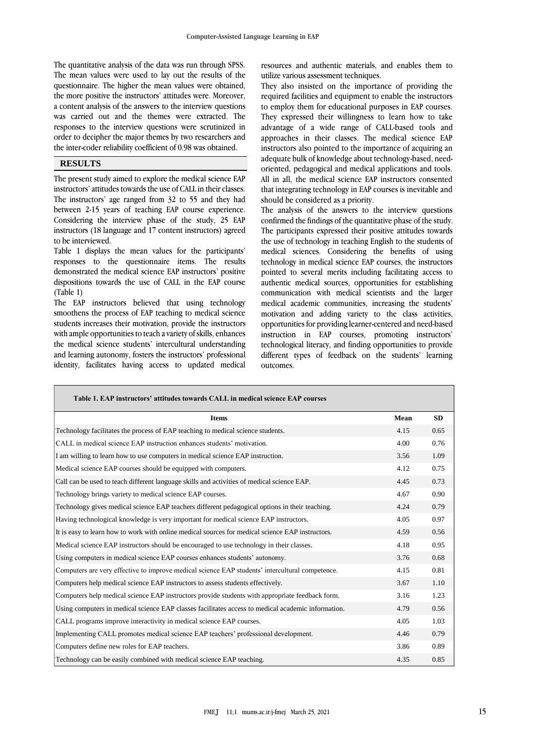The quantitative analysis of the data was run through SPSS. The mean values were used to lay out the results of the questionnaire. The higher the mean values were obtained, the more positive the instructors' attitudes were. Moreover, a content analysis of the answers to the interview questions was carried out and the themes were extracted. The responses to the interview questions were scrutinized in order to decipher the major themes by two researchers and the inter-coder reliability coefficient of 0.98 was obtained.

## RESULTS

The present study aimed to explore the medical science EAP instructors' attitudes towards the use of CALL in their classes. The instructors' age ranged from 32 to 55 and they had between 2-15 years of teaching EAP course experience. Considering the interview phase of the study, 25 EAP instructors (18 language and 17 content instructors) agreed to be interviewed.

Table 1 displays the mean values for the participants' responses to the questionnaire items. The results demonstrated the medical science EAP instructors' positive dispositions towards the use of CALL in the EAP course (Table 1)

The EAP instructors believed that using technology smoothens the process of EAP teaching to medical science students increases their motivation, provide the instructors with ample opportunities to teach a variety of skills, enhances the medical science students' intercultural understanding and learning autonomy, fosters the instructors' professional identity, facilitates having access to updated medical resources and authentic materials, and enables them to utilize various assessment techniques.

They also insisted on the importance of providing the required facilities and equipment to enable the instructors to employ them for educational purposes in EAP courses. They expressed their willingness to learn how to take advantage of a wide range of CALL-based tools and approaches in their classes. The medical science EAP instructors also pointed to the importance of acquiring an adequate bulk of knowledge about technology-based, need-oriented, pedagogical and medical applications and tools. All in all, the medical science EAP instructors consented that integrating technology in EAP courses is inevitable and should be considered as a priority.

The analysis of the answers to the interview questions confirmed the findings of the quantitative phase of the study. The participants expressed their positive attitudes towards the use of technology in teaching English to the students of medical sciences. Considering the benefits of using technology in medical science EAP courses, the instructors pointed to several merits including facilitating access to authentic medical sources, opportunities for establishing communication with medical scientists and the larger medical academic communities, increasing the students' motivation and adding variety to the class activities, opportunities for providing learner-centered and need-based instruction in EAP courses, promoting instructors' technological literacy, and finding opportunities to provide different types of feedback on the students' learning outcomes.

**Table 1. EAP instructors' attitudes towards CALL in medical science EAP courses**

| Items | Mean | SD |
|---|---|---|
| Technology facilitates the process of EAP teaching to medical science students. | 4.15 | 0.65 |
| CALL in medical science EAP instruction enhances students' motivation. | 4.00 | 0.76 |
| I am willing to learn how to use computers in medical science EAP instruction. | 3.56 | 1.09 |
| Medical science EAP courses should be equipped with computers. | 4.12 | 0.75 |
| Call can be used to teach different language skills and activities of medical science EAP. | 4.45 | 0.73 |
| Technology brings variety to medical science EAP courses. | 4.67 | 0.90 |
| Technology gives medical science EAP teachers different pedagogical options in their teaching. | 4.24 | 0.79 |
| Having technological knowledge is very important for medical science EAP instructors. | 4.05 | 0.97 |
| It is easy to learn how to work with online medical sources for medical science EAP instructors. | 4.59 | 0.56 |
| Medical science EAP instructors should be encouraged to use technology in their classes. | 4.18 | 0.95 |
| Using computers in medical science EAP courses enhances students' autonomy. | 3.76 | 0.68 |
| Computers are very effective to improve medical science EAP students' intercultural competence. | 4.15 | 0.81 |
| Computers help medical science EAP instructors to assess students effectively. | 3.67 | 1.10 |
| Computers help medical science EAP instructors provide students with appropriate feedback form. | 3.16 | 1.23 |
| Using computers in medical science EAP classes facilitates access to medical academic information. | 4.79 | 0.56 |
| CALL programs improve interactivity in medical science EAP courses. | 4.05 | 1.03 |
| Implementing CALL promotes medical science EAP teachers' professional development. | 4.46 | 0.79 |
| Computers define new roles for EAP teachers. | 3.86 | 0.89 |
| Technology can be easily combined with medical science EAP teaching. | 4.35 | 0.85 |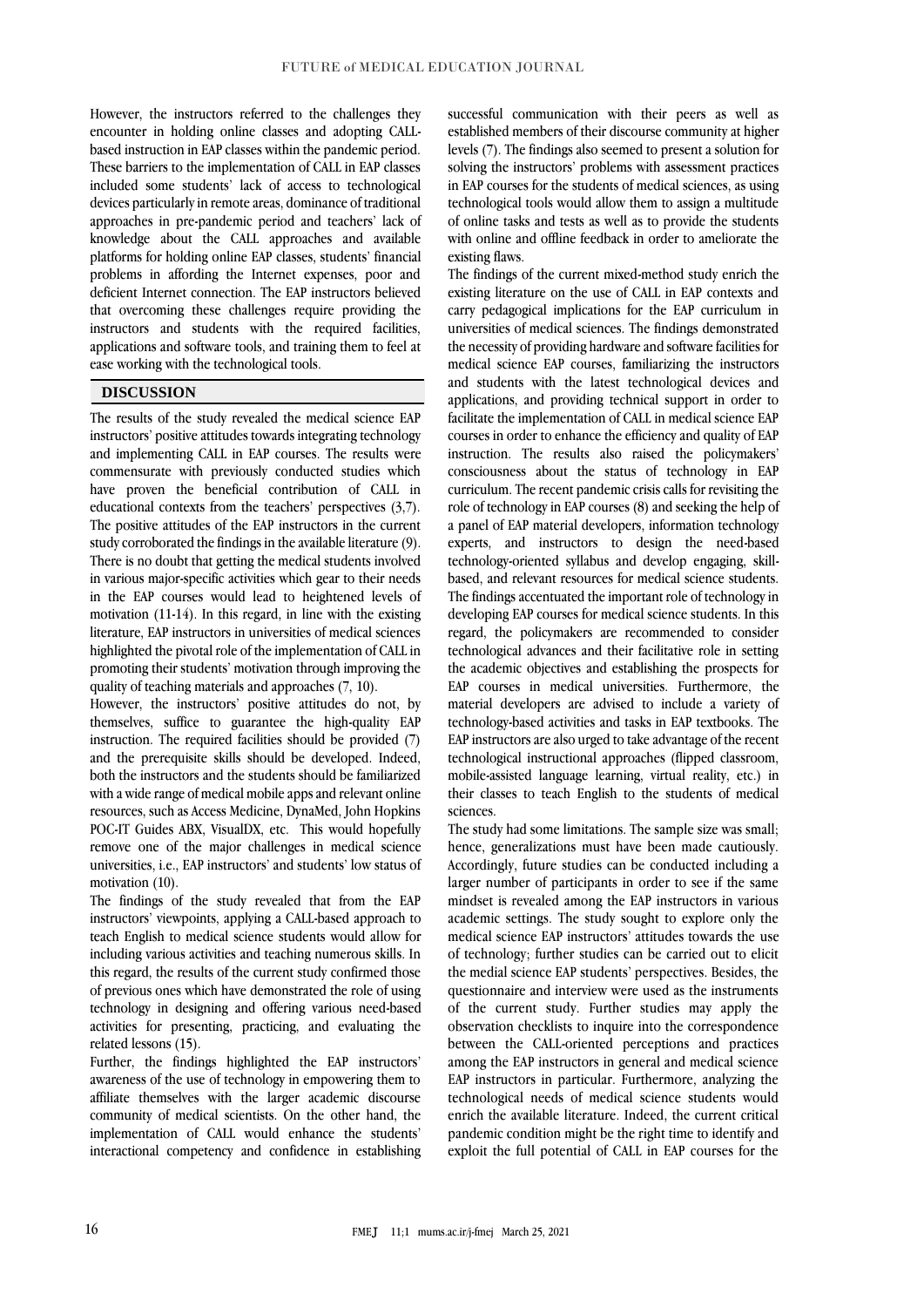However, the instructors referred to the challenges they encounter in holding online classes and adopting CALL-based instruction in EAP classes within the pandemic period. These barriers to the implementation of CALL in EAP classes included some students' lack of access to technological devices particularly in remote areas, dominance of traditional approaches in pre-pandemic period and teachers' lack of knowledge about the CALL approaches and available platforms for holding online EAP classes, students' financial problems in affording the Internet expenses, poor and deficient Internet connection. The EAP instructors believed that overcoming these challenges require providing the instructors and students with the required facilities, applications and software tools, and training them to feel at ease working with the technological tools.

## DISCUSSION

The results of the study revealed the medical science EAP instructors' positive attitudes towards integrating technology and implementing CALL in EAP courses. The results were commensurate with previously conducted studies which have proven the beneficial contribution of CALL in educational contexts from the teachers' perspectives (3,7). The positive attitudes of the EAP instructors in the current study corroborated the findings in the available literature (9). There is no doubt that getting the medical students involved in various major-specific activities which gear to their needs in the EAP courses would lead to heightened levels of motivation (11-14). In this regard, in line with the existing literature, EAP instructors in universities of medical sciences highlighted the pivotal role of the implementation of CALL in promoting their students' motivation through improving the quality of teaching materials and approaches (7, 10).

However, the instructors' positive attitudes do not, by themselves, suffice to guarantee the high-quality EAP instruction. The required facilities should be provided (7) and the prerequisite skills should be developed. Indeed, both the instructors and the students should be familiarized with a wide range of medical mobile apps and relevant online resources, such as Access Medicine, DynaMed, John Hopkins POC-IT Guides ABX, VisualDX, etc. This would hopefully remove one of the major challenges in medical science universities, i.e., EAP instructors' and students' low status of motivation (10).

The findings of the study revealed that from the EAP instructors' viewpoints, applying a CALL-based approach to teach English to medical science students would allow for including various activities and teaching numerous skills. In this regard, the results of the current study confirmed those of previous ones which have demonstrated the role of using technology in designing and offering various need-based activities for presenting, practicing, and evaluating the related lessons (15).

Further, the findings highlighted the EAP instructors' awareness of the use of technology in empowering them to affiliate themselves with the larger academic discourse community of medical scientists. On the other hand, the implementation of CALL would enhance the students' interactional competency and confidence in establishing successful communication with their peers as well as established members of their discourse community at higher levels (7). The findings also seemed to present a solution for solving the instructors' problems with assessment practices in EAP courses for the students of medical sciences, as using technological tools would allow them to assign a multitude of online tasks and tests as well as to provide the students with online and offline feedback in order to ameliorate the existing flaws.

The findings of the current mixed-method study enrich the existing literature on the use of CALL in EAP contexts and carry pedagogical implications for the EAP curriculum in universities of medical sciences. The findings demonstrated the necessity of providing hardware and software facilities for medical science EAP courses, familiarizing the instructors and students with the latest technological devices and applications, and providing technical support in order to facilitate the implementation of CALL in medical science EAP courses in order to enhance the efficiency and quality of EAP instruction. The results also raised the policymakers' consciousness about the status of technology in EAP curriculum. The recent pandemic crisis calls for revisiting the role of technology in EAP courses (8) and seeking the help of a panel of EAP material developers, information technology experts, and instructors to design the need-based technology-oriented syllabus and develop engaging, skill-based, and relevant resources for medical science students. The findings accentuated the important role of technology in developing EAP courses for medical science students. In this regard, the policymakers are recommended to consider technological advances and their facilitative role in setting the academic objectives and establishing the prospects for EAP courses in medical universities. Furthermore, the material developers are advised to include a variety of technology-based activities and tasks in EAP textbooks. The EAP instructors are also urged to take advantage of the recent technological instructional approaches (flipped classroom, mobile-assisted language learning, virtual reality, etc.) in their classes to teach English to the students of medical sciences.

The study had some limitations. The sample size was small; hence, generalizations must have been made cautiously. Accordingly, future studies can be conducted including a larger number of participants in order to see if the same mindset is revealed among the EAP instructors in various academic settings. The study sought to explore only the medical science EAP instructors' attitudes towards the use of technology; further studies can be carried out to elicit the medial science EAP students' perspectives. Besides, the questionnaire and interview were used as the instruments of the current study. Further studies may apply the observation checklists to inquire into the correspondence between the CALL-oriented perceptions and practices among the EAP instructors in general and medical science EAP instructors in particular. Furthermore, analyzing the technological needs of medical science students would enrich the available literature. Indeed, the current critical pandemic condition might be the right time to identify and exploit the full potential of CALL in EAP courses for the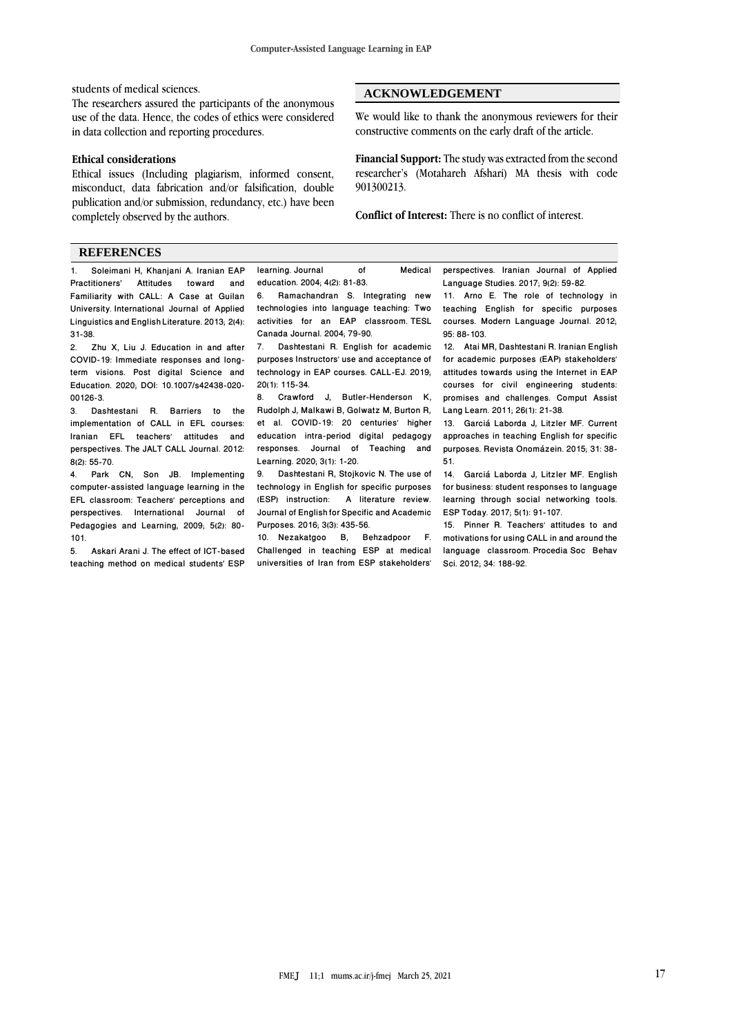students of medical sciences.

The researchers assured the participants of the anonymous use of the data. Hence, the codes of ethics were considered in data collection and reporting procedures.

### Ethical considerations

Ethical issues (Including plagiarism, informed consent, misconduct, data fabrication and/or falsification, double publication and/or submission, redundancy, etc.) have been completely observed by the authors.

## ACKNOWLEDGEMENT

We would like to thank the anonymous reviewers for their constructive comments on the early draft of the article.

**Financial Support:** The study was extracted from the second researcher's (Motahareh Afshari) MA thesis with code 901300213.

**Conflict of Interest:** There is no conflict of interest.

## REFERENCES

1. Soleimani H, Khanjani A. Iranian EAP Practitioners' Attitudes toward and Familiarity with CALL: A Case at Guilan University. International Journal of Applied Linguistics and English Literature. 2013; 2(4): 31-38.
2. Zhu X, Liu J. Education in and after COVID-19: Immediate responses and long-term visions. Post digital Science and Education. 2020; DOI: 10.1007/s42438-020-00126-3.
3. Dashtestani R. Barriers to the implementation of CALL in EFL courses: Iranian EFL teachers' attitudes and perspectives. The JALT CALL Journal. 2012: 8(2): 55-70.
4. Park CN, Son JB. Implementing computer-assisted language learning in the EFL classroom: Teachers' perceptions and perspectives. International Journal of Pedagogies and Learning, 2009; 5(2): 80-101.
5. Askari Arani J. The effect of ICT-based teaching method on medical students' ESP learning. Journal of Medical education. 2004; 4(2): 81-83.
6. Ramachandran S. Integrating new technologies into language teaching: Two activities for an EAP classroom. TESL Canada Journal. 2004; 79-90.
7. Dashtestani R. English for academic purposes Instructors' use and acceptance of technology in EAP courses. CALL-EJ. 2019; 20(1): 115-34.
8. Crawford J, Butler-Henderson K, Rudolph J, Malkawi B, Golwatz M, Burton R, et al. COVID-19: 20 centuries' higher education intra-period digital pedagogy responses. Journal of Teaching and Learning. 2020; 3(1): 1-20.
9. Dashtestani R, Stojkovic N. The use of technology in English for specific purposes (ESP) instruction: A literature review. Journal of English for Specific and Academic Purposes. 2016; 3(3): 435-56.
10. Nezakatgoo B, Behzadpoor F. Challenged in teaching ESP at medical universities of Iran from ESP stakeholders' perspectives. Iranian Journal of Applied Language Studies. 2017; 9(2): 59-82.
11. Arno E. The role of technology in teaching English for specific purposes courses. Modern Language Journal. 2012; 95: 88-103.
12. Atai MR, Dashtestani R. Iranian English for academic purposes (EAP) stakeholders' attitudes towards using the Internet in EAP courses for civil engineering students: promises and challenges. Comput Assist Lang Learn. 2011; 26(1): 21-38.
13. Garciá Laborda J, Litzler MF. Current approaches in teaching English for specific purposes. Revista Onomázein. 2015; 31: 38-51.
14. Garciá Laborda J, Litzler MF. English for business: student responses to language learning through social networking tools. ESP Today. 2017; 5(1): 91-107.
15. Pinner R. Teachers' attitudes to and motivations for using CALL in and around the language classroom. Procedia Soc Behav Sci. 2012; 34: 188-92.